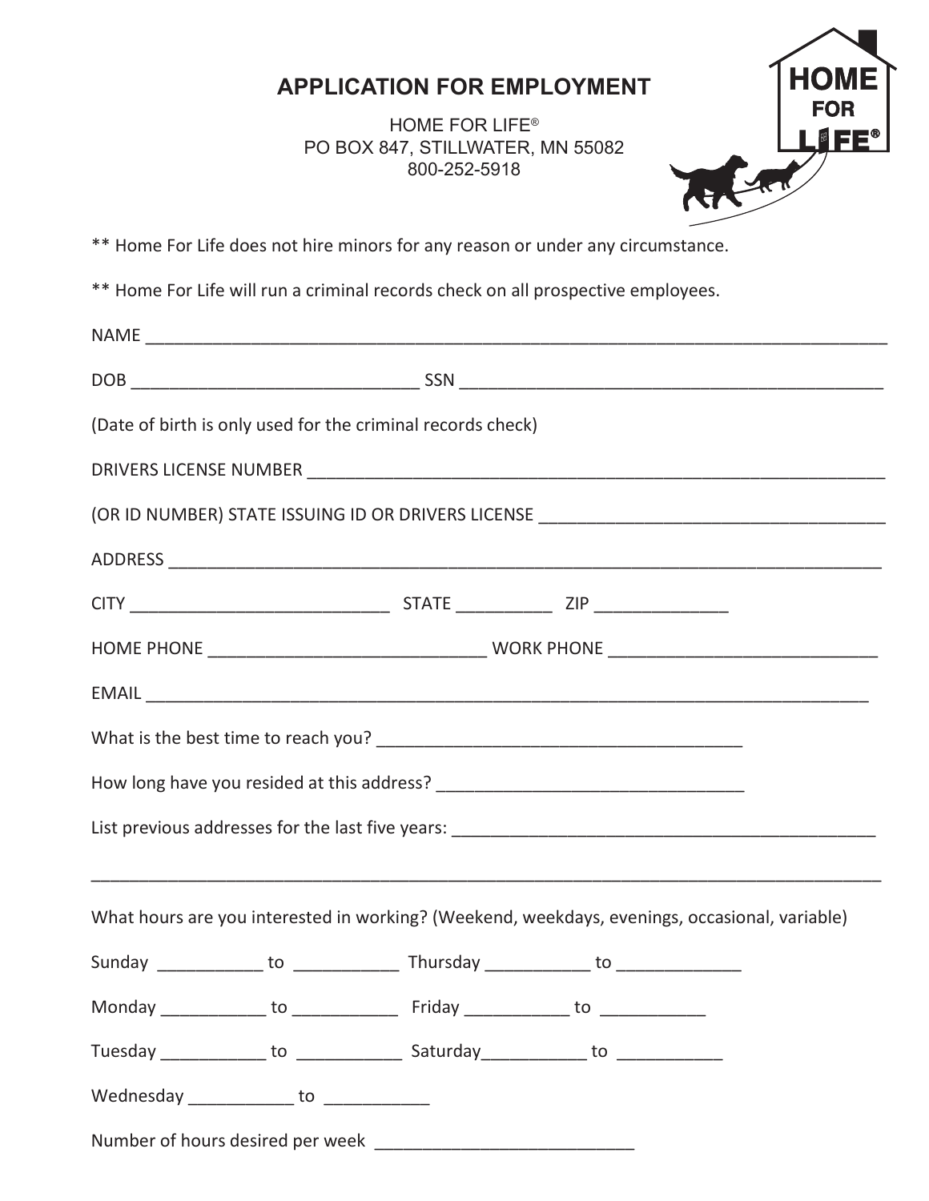# APPLICATION FOR EMPLOYMENT

HOME FOR LIFE®
PO BOX 847, STILLWATER, MN 55082
800-252-5918

** Home For Life does not hire minors for any reason or under any circumstance.

** Home For Life will run a criminal records check on all prospective employees.

NAME ___________________________________________________________________________

DOB ______________________________ SSN _____________________________________________

(Date of birth is only used for the criminal records check)

DRIVERS LICENSE NUMBER _____________________________________________________________

(OR ID NUMBER) STATE ISSUING ID OR DRIVERS LICENSE ____________________________________

ADDRESS _________________________________________________________________________

CITY ___________________________ STATE __________ ZIP ______________

HOME PHONE _____________________________ WORK PHONE ____________________________

EMAIL ___________________________________________________________________________

What is the best time to reach you? ______________________________________

How long have you resided at this address? ________________________________

List previous addresses for the last five years: _____________________________________________

_________________________________________________________________________________

What hours are you interested in working? (Weekend, weekdays, evenings, occasional, variable)

Sunday ___________ to ___________ Thursday ___________ to _____________

Monday ___________ to ___________ Friday ___________ to ___________

Tuesday ___________ to ___________ Saturday___________ to ___________

Wednesday ___________ to ___________

Number of hours desired per week ___________________________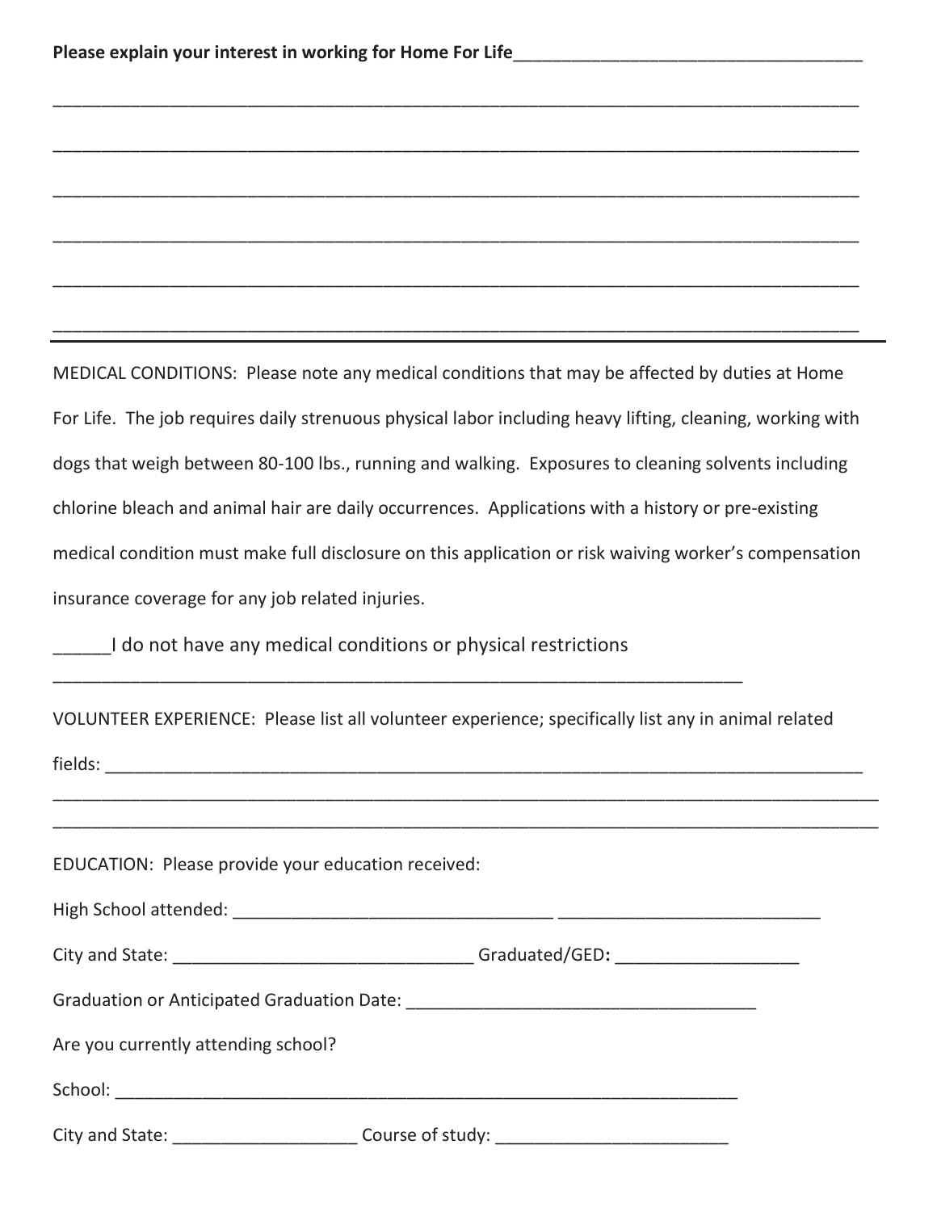**Please explain your interest in working for Home For Life**_____________________________________

________________________________________________________________________________

________________________________________________________________________________

________________________________________________________________________________

________________________________________________________________________________

________________________________________________________________________________

________________________________________________________________________________

---

MEDICAL CONDITIONS: Please note any medical conditions that may be affected by duties at Home For Life. The job requires daily strenuous physical labor including heavy lifting, cleaning, working with dogs that weigh between 80-100 lbs., running and walking. Exposures to cleaning solvents including chlorine bleach and animal hair are daily occurrences. Applications with a history or pre-existing medical condition must make full disclosure on this application or risk waiving worker's compensation insurance coverage for any job related injuries.

______I do not have any medical conditions or physical restrictions

_______________________________________________________________________

VOLUNTEER EXPERIENCE: Please list all volunteer experience; specifically list any in animal related fields: ______________________________________________________________________________

________________________________________________________________________________

________________________________________________________________________________

EDUCATION: Please provide your education received:

High School attended: _________________________________ ___________________________

City and State: _______________________________ Graduated/GED: ___________________

Graduation or Anticipated Graduation Date: ____________________________________

Are you currently attending school?

School: ________________________________________________________________

City and State: ___________________ Course of study: ________________________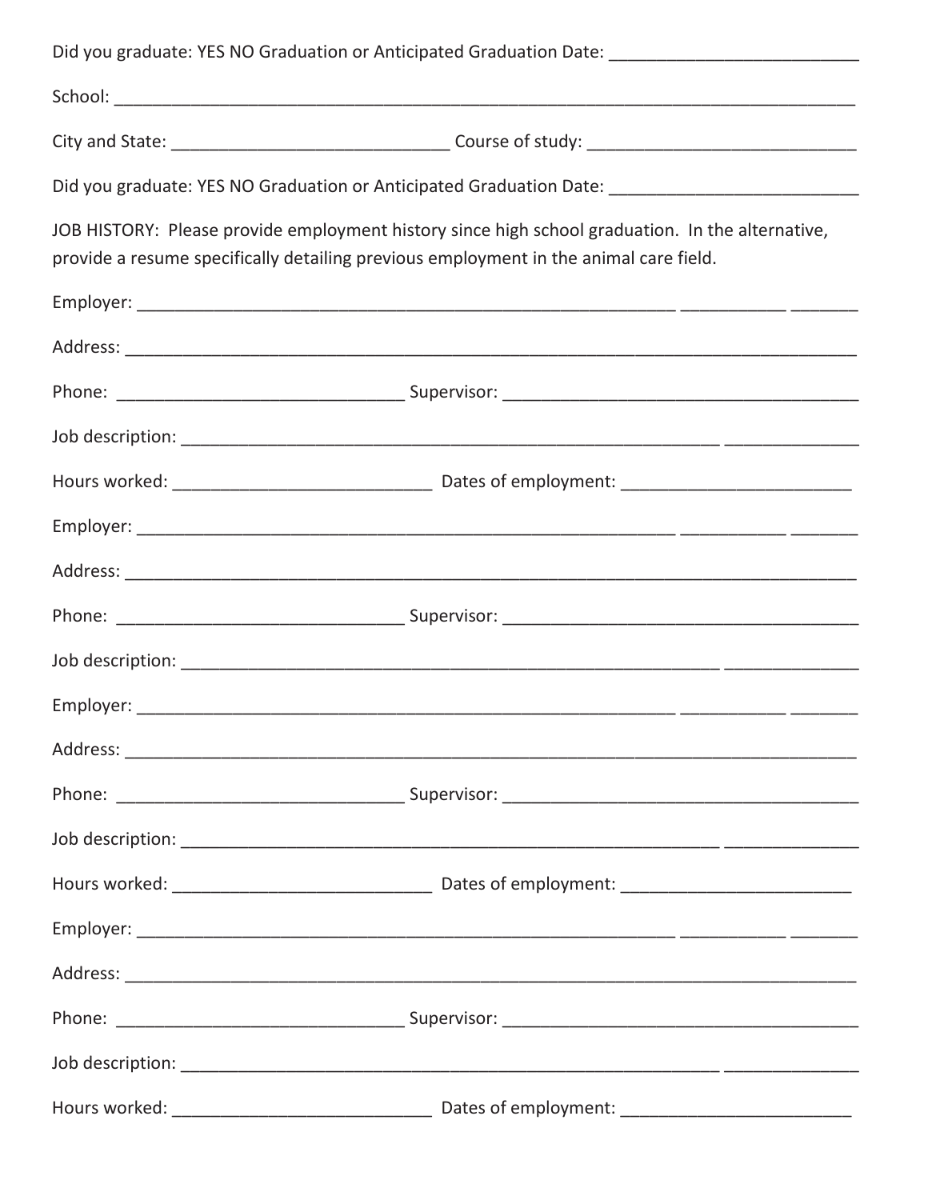Did you graduate: YES NO Graduation or Anticipated Graduation Date: ___________________________

School: ___________________________________________________________________________________

City and State: ______________________________ Course of study: _____________________________

Did you graduate: YES NO Graduation or Anticipated Graduation Date: ___________________________

JOB HISTORY: Please provide employment history since high school graduation. In the alternative, provide a resume specifically detailing previous employment in the animal care field.

Employer: ___________________________________________________________ ___________ _______

Address: _________________________________________________________________________________

Phone: _______________________________ Supervisor: _______________________________________

Job description: ____________________________________________________________ ______________

Hours worked: ____________________________ Dates of employment: _________________________

Employer: ___________________________________________________________ ___________ _______

Address: _________________________________________________________________________________

Phone: _______________________________ Supervisor: _______________________________________

Job description: ____________________________________________________________ ______________

Employer: ___________________________________________________________ ___________ _______

Address: _________________________________________________________________________________

Phone: _______________________________ Supervisor: _______________________________________

Job description: ____________________________________________________________ ______________

Hours worked: ____________________________ Dates of employment: _________________________

Employer: ___________________________________________________________ ___________ _______

Address: _________________________________________________________________________________

Phone: _______________________________ Supervisor: _______________________________________

Job description: ____________________________________________________________ ______________

Hours worked: ____________________________ Dates of employment: _________________________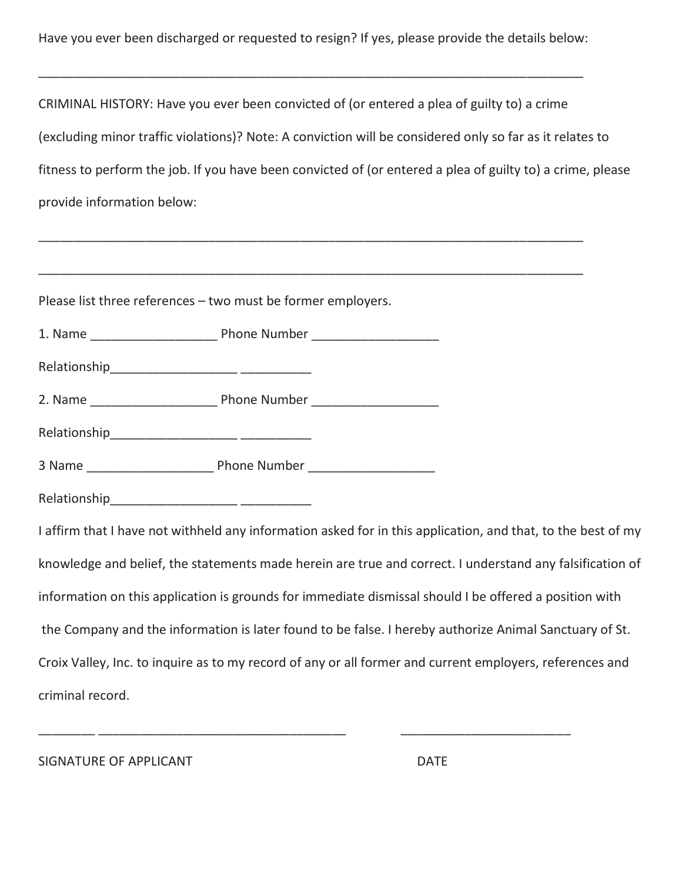Have you ever been discharged or requested to resign? If yes, please provide the details below:

_______________________________________________________________________________

CRIMINAL HISTORY: Have you ever been convicted of (or entered a plea of guilty to) a crime (excluding minor traffic violations)? Note: A conviction will be considered only so far as it relates to fitness to perform the job. If you have been convicted of (or entered a plea of guilty to) a crime, please provide information below:

_______________________________________________________________________________

_______________________________________________________________________________

Please list three references – two must be former employers.

1. Name __________________ Phone Number __________________

Relationship__________________ __________

2. Name __________________ Phone Number __________________

Relationship__________________ __________

3 Name __________________ Phone Number __________________

Relationship__________________ __________

I affirm that I have not withheld any information asked for in this application, and that, to the best of my knowledge and belief, the statements made herein are true and correct. I understand any falsification of information on this application is grounds for immediate dismissal should I be offered a position with the Company and the information is later found to be false. I hereby authorize Animal Sanctuary of St. Croix Valley, Inc. to inquire as to my record of any or all former and current employers, references and criminal record.

________ ____________________________________ ________________________

SIGNATURE OF APPLICANT DATE